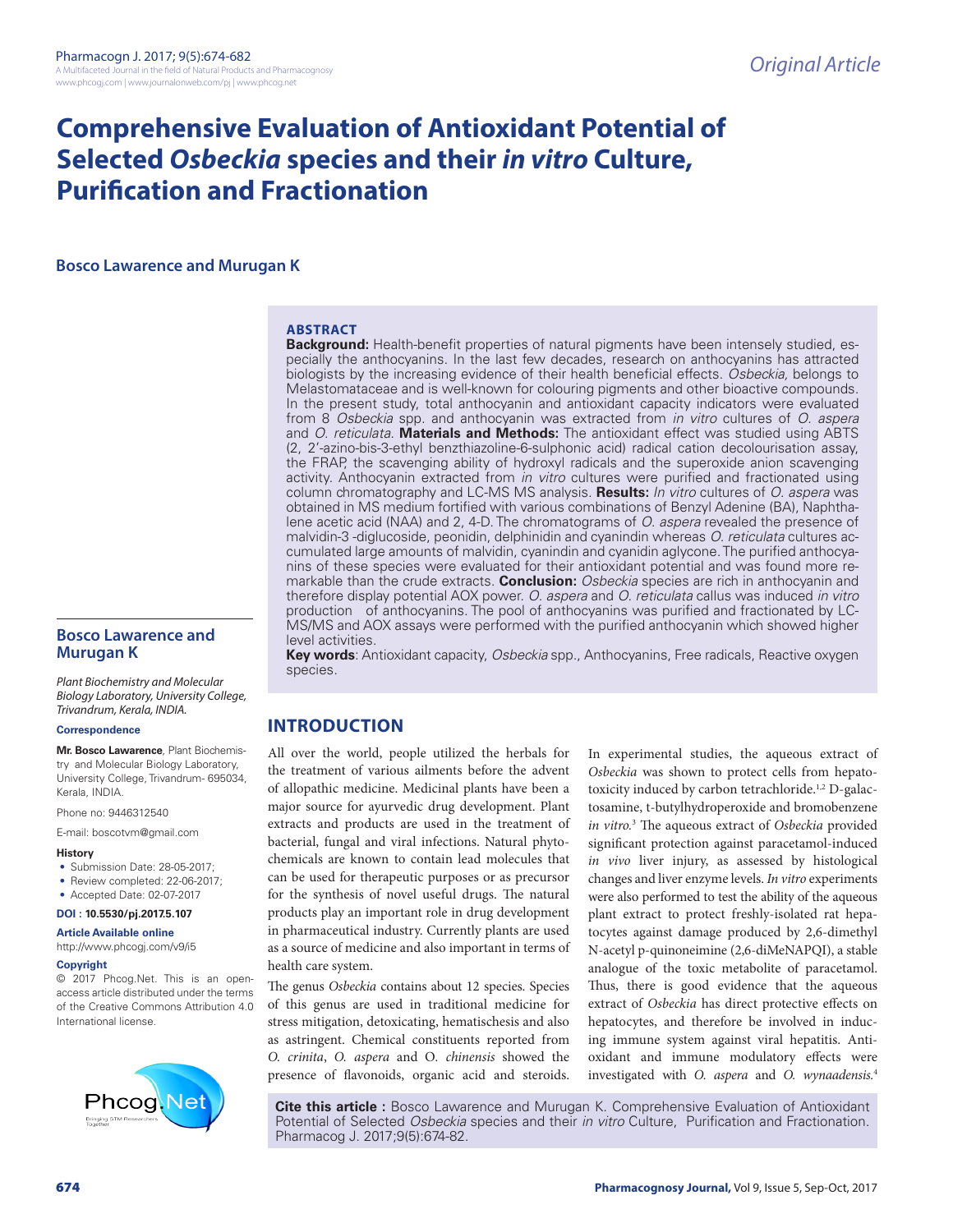Original Article

# Comprehensive Evaluation of Antioxidant Potential of Selected *Osbeckia* species and their *in vitro* Culture, Purification and Fractionation

**Bosco Lawarence and Murugan K**

## ABSTRACT

**Background:** Health-benefit properties of natural pigments have been intensely studied, especially the anthocyanins. In the last few decades, research on anthocyanins has attracted biologists by the increasing evidence of their health beneficial effects. *Osbeckia,* belongs to Melastomataceae and is well-known for colouring pigments and other bioactive compounds. In the present study, total anthocyanin and antioxidant capacity indicators were evaluated from 8 *Osbeckia* spp. and anthocyanin was extracted from *in vitro* cultures of *O. aspera* and *O. reticulata*. **Materials and Methods:** The antioxidant effect was studied using ABTS (2, 2′-azino-bis-3-ethyl benzthiazoline-6-sulphonic acid) radical cation decolourisation assay, the FRAP, the scavenging ability of hydroxyl radicals and the superoxide anion scavenging activity. Anthocyanin extracted from *in vitro* cultures were purified and fractionated using column chromatography and LC-MS MS analysis. **Results:** *In vitro* cultures of *O. aspera* was obtained in MS medium fortified with various combinations of Benzyl Adenine (BA), Naphthalene acetic acid (NAA) and 2, 4-D. The chromatograms of *O. aspera* revealed the presence of malvidin-3 -diglucoside, peonidin, delphinidin and cyanindin whereas *O. reticulata* cultures accumulated large amounts of malvidin, cyanindin and cyanidin aglycone. The purified anthocyanins of these species were evaluated for their antioxidant potential and was found more remarkable than the crude extracts. **Conclusion:** *Osbeckia* species are rich in anthocyanin and therefore display potential AOX power. *O. aspera* and *O. reticulata* callus was induced *in vitro* production of anthocyanins. The pool of anthocyanins was purified and fractionated by LC-MS/MS and AOX assays were performed with the purified anthocyanin which showed higher level activities.

**Key words**: Antioxidant capacity, *Osbeckia* spp., Anthocyanins, Free radicals, Reactive oxygen species.

**Bosco Lawarence and Murugan K**

*Plant Biochemistry and Molecular Biology Laboratory, University College, Trivandrum, Kerala, INDIA.*

**Correspondence**

**Mr. Bosco Lawarence**, Plant Biochemistry and Molecular Biology Laboratory, University College, Trivandrum- 695034, Kerala, INDIA.

Phone no: 9446312540

E-mail: boscotvm@gmail.com

**History**

- Submission Date: 28-05-2017;
- Review completed: 22-06-2017;
- Accepted Date: 02-07-2017

**DOI : 10.5530/pj.2017.5.107**

**Article Available online**

http://www.phcogj.com/v9/i5

**Copyright**

© 2017 Phcog.Net. This is an open-access article distributed under the terms of the Creative Commons Attribution 4.0 International license.

## INTRODUCTION

All over the world, people utilized the herbals for the treatment of various ailments before the advent of allopathic medicine. Medicinal plants have been a major source for ayurvedic drug development. Plant extracts and products are used in the treatment of bacterial, fungal and viral infections. Natural phytochemicals are known to contain lead molecules that can be used for therapeutic purposes or as precursor for the synthesis of novel useful drugs. The natural products play an important role in drug development in pharmaceutical industry. Currently plants are used as a source of medicine and also important in terms of health care system.

The genus *Osbeckia* contains about 12 species. Species of this genus are used in traditional medicine for stress mitigation, detoxicating, hematischesis and also as astringent. Chemical constituents reported from *O. crinita*, *O. aspera* and O. *chinensis* showed the presence of flavonoids, organic acid and steroids. In experimental studies, the aqueous extract of *Osbeckia* was shown to protect cells from hepatotoxicity induced by carbon tetrachloride.[1,2] D-galactosamine, t-butylhydroperoxide and bromobenzene *in vitro.*[3] The aqueous extract of *Osbeckia* provided significant protection against paracetamol-induced *in vivo* liver injury, as assessed by histological changes and liver enzyme levels. *In vitro* experiments were also performed to test the ability of the aqueous plant extract to protect freshly-isolated rat hepatocytes against damage produced by 2,6-dimethyl N-acetyl p-quinoneimine (2,6-diMeNAPQI), a stable analogue of the toxic metabolite of paracetamol. Thus, there is good evidence that the aqueous extract of *Osbeckia* has direct protective effects on hepatocytes, and therefore be involved in inducing immune system against viral hepatitis. Antioxidant and immune modulatory effects were investigated with *O. aspera* and *O. wynaadensis.*[4]

**Cite this article :** Bosco Lawarence and Murugan K. Comprehensive Evaluation of Antioxidant Potential of Selected *Osbeckia* species and their *in vitro* Culture, Purification and Fractionation. Pharmacog J. 2017;9(5):674-82.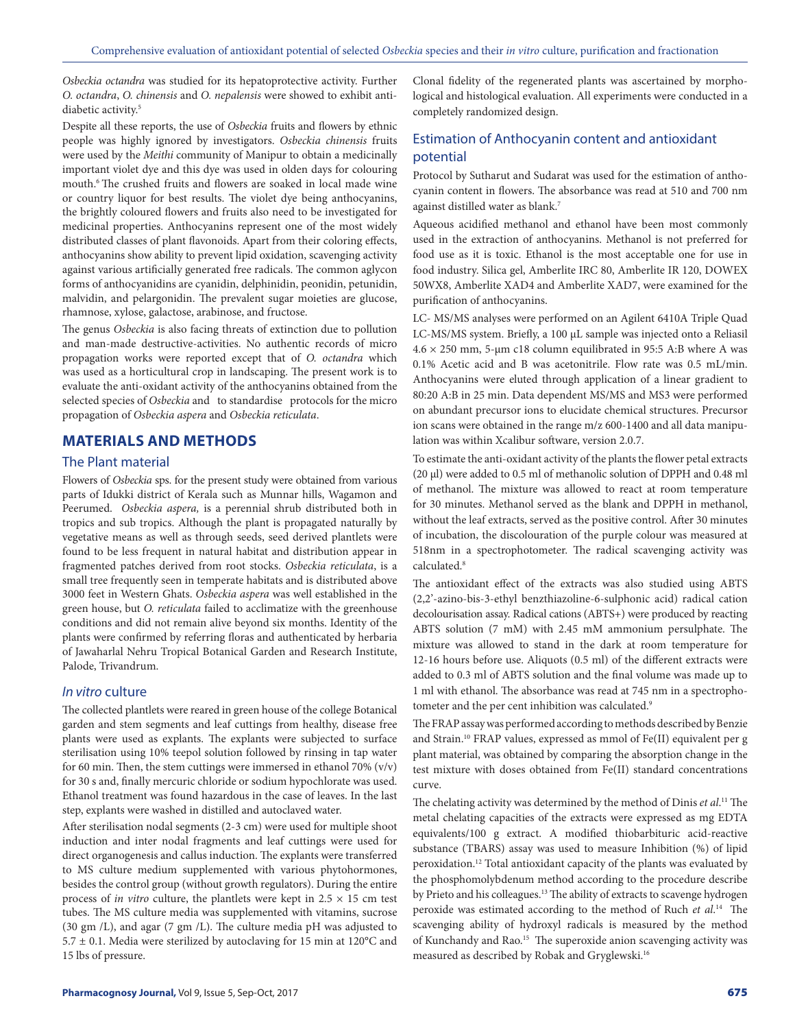*Osbeckia octandra* was studied for its hepatoprotective activity. Further *O. octandra*, *O. chinensis* and *O. nepalensis* were showed to exhibit anti-diabetic activity.[5]

Despite all these reports, the use of *Osbeckia* fruits and flowers by ethnic people was highly ignored by investigators. *Osbeckia chinensis* fruits were used by the *Meithi* community of Manipur to obtain a medicinally important violet dye and this dye was used in olden days for colouring mouth.[6] The crushed fruits and flowers are soaked in local made wine or country liquor for best results. The violet dye being anthocyanins, the brightly coloured flowers and fruits also need to be investigated for medicinal properties. Anthocyanins represent one of the most widely distributed classes of plant flavonoids. Apart from their coloring effects, anthocyanins show ability to prevent lipid oxidation, scavenging activity against various artificially generated free radicals. The common aglycon forms of anthocyanidins are cyanidin, delphinidin, peonidin, petunidin, malvidin, and pelargonidin. The prevalent sugar moieties are glucose, rhamnose, xylose, galactose, arabinose, and fructose.

The genus *Osbeckia* is also facing threats of extinction due to pollution and man-made destructive-activities. No authentic records of micro propagation works were reported except that of *O. octandra* which was used as a horticultural crop in landscaping. The present work is to evaluate the anti-oxidant activity of the anthocyanins obtained from the selected species of *Osbeckia* and to standardise protocols for the micro propagation of *Osbeckia aspera* and *Osbeckia reticulata*.

## MATERIALS AND METHODS

### The Plant material

Flowers of *Osbeckia* sps. for the present study were obtained from various parts of Idukki district of Kerala such as Munnar hills, Wagamon and Peerumed. *Osbeckia aspera,* is a perennial shrub distributed both in tropics and sub tropics. Although the plant is propagated naturally by vegetative means as well as through seeds, seed derived plantlets were found to be less frequent in natural habitat and distribution appear in fragmented patches derived from root stocks. *Osbeckia reticulata*, is a small tree frequently seen in temperate habitats and is distributed above 3000 feet in Western Ghats. *Osbeckia aspera* was well established in the green house, but *O. reticulata* failed to acclimatize with the greenhouse conditions and did not remain alive beyond six months. Identity of the plants were confirmed by referring floras and authenticated by herbaria of Jawaharlal Nehru Tropical Botanical Garden and Research Institute, Palode, Trivandrum.

### *In vitro* culture

The collected plantlets were reared in green house of the college Botanical garden and stem segments and leaf cuttings from healthy, disease free plants were used as explants. The explants were subjected to surface sterilisation using 10% teepol solution followed by rinsing in tap water for 60 min. Then, the stem cuttings were immersed in ethanol 70% (v/v) for 30 s and, finally mercuric chloride or sodium hypochlorate was used. Ethanol treatment was found hazardous in the case of leaves. In the last step, explants were washed in distilled and autoclaved water.

After sterilisation nodal segments (2-3 cm) were used for multiple shoot induction and inter nodal fragments and leaf cuttings were used for direct organogenesis and callus induction. The explants were transferred to MS culture medium supplemented with various phytohormones, besides the control group (without growth regulators). During the entire process of *in vitro* culture, the plantlets were kept in $2.5 \times 15$ cm test tubes. The MS culture media was supplemented with vitamins, sucrose (30 gm /L), and agar (7 gm /L). The culture media pH was adjusted to $5.7 \pm 0.1$. Media were sterilized by autoclaving for 15 min at 120°C and 15 lbs of pressure.

Clonal fidelity of the regenerated plants was ascertained by morphological and histological evaluation. All experiments were conducted in a completely randomized design.

### Estimation of Anthocyanin content and antioxidant potential

Protocol by Sutharut and Sudarat was used for the estimation of anthocyanin content in flowers. The absorbance was read at 510 and 700 nm against distilled water as blank.[7]

Aqueous acidified methanol and ethanol have been most commonly used in the extraction of anthocyanins. Methanol is not preferred for food use as it is toxic. Ethanol is the most acceptable one for use in food industry. Silica gel, Amberlite IRC 80, Amberlite IR 120, DOWEX 50WX8, Amberlite XAD4 and Amberlite XAD7, were examined for the purification of anthocyanins.

LC- MS/MS analyses were performed on an Agilent 6410A Triple Quad LC-MS/MS system. Briefly, a 100 µL sample was injected onto a Reliasil $4.6 \times 250$ mm, 5-µm c18 column equilibrated in 95:5 A:B where A was 0.1% Acetic acid and B was acetonitrile. Flow rate was 0.5 mL/min. Anthocyanins were eluted through application of a linear gradient to 80:20 A:B in 25 min. Data dependent MS/MS and MS3 were performed on abundant precursor ions to elucidate chemical structures. Precursor ion scans were obtained in the range m/z 600-1400 and all data manipulation was within Xcalibur software, version 2.0.7.

To estimate the anti-oxidant activity of the plants the flower petal extracts (20 µl) were added to 0.5 ml of methanolic solution of DPPH and 0.48 ml of methanol. The mixture was allowed to react at room temperature for 30 minutes. Methanol served as the blank and DPPH in methanol, without the leaf extracts, served as the positive control. After 30 minutes of incubation, the discolouration of the purple colour was measured at 518nm in a spectrophotometer. The radical scavenging activity was calculated.[8]

The antioxidant effect of the extracts was also studied using ABTS (2,2'-azino-bis-3-ethyl benzthiazoline-6-sulphonic acid) radical cation decolourisation assay. Radical cations (ABTS+) were produced by reacting ABTS solution (7 mM) with 2.45 mM ammonium persulphate. The mixture was allowed to stand in the dark at room temperature for 12-16 hours before use. Aliquots (0.5 ml) of the different extracts were added to 0.3 ml of ABTS solution and the final volume was made up to 1 ml with ethanol. The absorbance was read at 745 nm in a spectrophotometer and the per cent inhibition was calculated.[9]

The FRAP assay was performed according to methods described by Benzie and Strain.[10] FRAP values, expressed as mmol of Fe(II) equivalent per g plant material, was obtained by comparing the absorption change in the test mixture with doses obtained from Fe(II) standard concentrations curve.

The chelating activity was determined by the method of Dinis *et al*.[11] The metal chelating capacities of the extracts were expressed as mg EDTA equivalents/100 g extract. A modified thiobarbituric acid-reactive substance (TBARS) assay was used to measure Inhibition (%) of lipid peroxidation.[12] Total antioxidant capacity of the plants was evaluated by the phosphomolybdenum method according to the procedure describe by Prieto and his colleagues.[13] The ability of extracts to scavenge hydrogen peroxide was estimated according to the method of Ruch *et al.*[14] The scavenging ability of hydroxyl radicals is measured by the method of Kunchandy and Rao.[15] The superoxide anion scavenging activity was measured as described by Robak and Gryglewski.[16]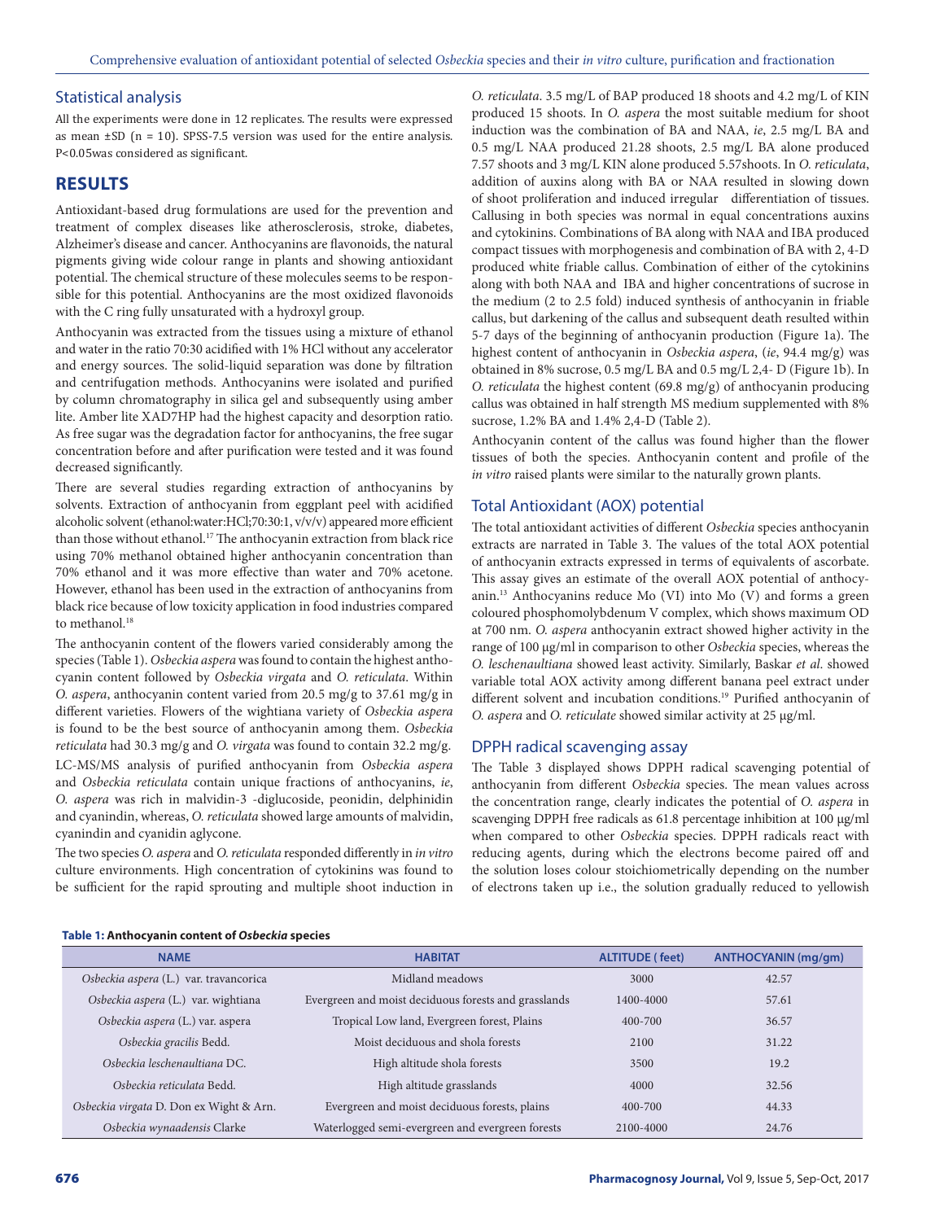## Statistical analysis

All the experiments were done in 12 replicates. The results were expressed as mean ±SD (n = 10). SPSS-7.5 version was used for the entire analysis. P<0.05was considered as significant.

# RESULTS

Antioxidant-based drug formulations are used for the prevention and treatment of complex diseases like atherosclerosis, stroke, diabetes, Alzheimer's disease and cancer. Anthocyanins are flavonoids, the natural pigments giving wide colour range in plants and showing antioxidant potential. The chemical structure of these molecules seems to be responsible for this potential. Anthocyanins are the most oxidized flavonoids with the C ring fully unsaturated with a hydroxyl group.

Anthocyanin was extracted from the tissues using a mixture of ethanol and water in the ratio 70:30 acidified with 1% HCl without any accelerator and energy sources. The solid-liquid separation was done by filtration and centrifugation methods. Anthocyanins were isolated and purified by column chromatography in silica gel and subsequently using amber lite. Amber lite XAD7HP had the highest capacity and desorption ratio. As free sugar was the degradation factor for anthocyanins, the free sugar concentration before and after purification were tested and it was found decreased significantly.

There are several studies regarding extraction of anthocyanins by solvents. Extraction of anthocyanin from eggplant peel with acidified alcoholic solvent (ethanol:water:HCl;70:30:1, v/v/v) appeared more efficient than those without ethanol.[17] The anthocyanin extraction from black rice using 70% methanol obtained higher anthocyanin concentration than 70% ethanol and it was more effective than water and 70% acetone. However, ethanol has been used in the extraction of anthocyanins from black rice because of low toxicity application in food industries compared to methanol.[18]

The anthocyanin content of the flowers varied considerably among the species (Table 1). *Osbeckia aspera* was found to contain the highest anthocyanin content followed by *Osbeckia virgata* and *O. reticulata*. Within *O. aspera*, anthocyanin content varied from 20.5 mg/g to 37.61 mg/g in different varieties. Flowers of the wightiana variety of *Osbeckia aspera* is found to be the best source of anthocyanin among them. *Osbeckia reticulata* had 30.3 mg/g and *O. virgata* was found to contain 32.2 mg/g.

LC-MS/MS analysis of purified anthocyanin from *Osbeckia aspera* and *Osbeckia reticulata* contain unique fractions of anthocyanins, *ie*, *O. aspera* was rich in malvidin-3 -diglucoside, peonidin, delphinidin and cyanindin, whereas, *O. reticulata* showed large amounts of malvidin, cyanindin and cyanidin aglycone.

The two species *O. aspera* and *O. reticulata* responded differently in *in vitro* culture environments. High concentration of cytokinins was found to be sufficient for the rapid sprouting and multiple shoot induction in *O. reticulata*. 3.5 mg/L of BAP produced 18 shoots and 4.2 mg/L of KIN produced 15 shoots. In *O. aspera* the most suitable medium for shoot induction was the combination of BA and NAA, *ie*, 2.5 mg/L BA and 0.5 mg/L NAA produced 21.28 shoots, 2.5 mg/L BA alone produced 7.57 shoots and 3 mg/L KIN alone produced 5.57shoots. In *O. reticulata*, addition of auxins along with BA or NAA resulted in slowing down of shoot proliferation and induced irregular differentiation of tissues. Callusing in both species was normal in equal concentrations auxins and cytokinins. Combinations of BA along with NAA and IBA produced compact tissues with morphogenesis and combination of BA with 2, 4-D produced white friable callus. Combination of either of the cytokinins along with both NAA and IBA and higher concentrations of sucrose in the medium (2 to 2.5 fold) induced synthesis of anthocyanin in friable callus, but darkening of the callus and subsequent death resulted within 5-7 days of the beginning of anthocyanin production (Figure 1a). The highest content of anthocyanin in *Osbeckia aspera*, (*ie*, 94.4 mg/g) was obtained in 8% sucrose, 0.5 mg/L BA and 0.5 mg/L 2,4- D (Figure 1b). In *O. reticulata* the highest content (69.8 mg/g) of anthocyanin producing callus was obtained in half strength MS medium supplemented with 8% sucrose, 1.2% BA and 1.4% 2,4-D (Table 2).

Anthocyanin content of the callus was found higher than the flower tissues of both the species. Anthocyanin content and profile of the *in vitro* raised plants were similar to the naturally grown plants.

## Total Antioxidant (AOX) potential

The total antioxidant activities of different *Osbeckia* species anthocyanin extracts are narrated in Table 3. The values of the total AOX potential of anthocyanin extracts expressed in terms of equivalents of ascorbate. This assay gives an estimate of the overall AOX potential of anthocyanin.[13] Anthocyanins reduce Mo (VI) into Mo (V) and forms a green coloured phosphomolybdenum V complex, which shows maximum OD at 700 nm. *O. aspera* anthocyanin extract showed higher activity in the range of 100 µg/ml in comparison to other *Osbeckia* species, whereas the *O. leschenaultiana* showed least activity. Similarly, Baskar *et al.* showed variable total AOX activity among different banana peel extract under different solvent and incubation conditions.[19] Purified anthocyanin of *O. aspera* and *O. reticulate* showed similar activity at 25 µg/ml.

## DPPH radical scavenging assay

The Table 3 displayed shows DPPH radical scavenging potential of anthocyanin from different *Osbeckia* species. The mean values across the concentration range, clearly indicates the potential of *O. aspera* in scavenging DPPH free radicals as 61.8 percentage inhibition at 100 µg/ml when compared to other *Osbeckia* species. DPPH radicals react with reducing agents, during which the electrons become paired off and the solution loses colour stoichiometrically depending on the number of electrons taken up i.e., the solution gradually reduced to yellowish

**Table 1: Anthocyanin content of *Osbeckia* species**

| NAME | HABITAT | ALTITUDE ( feet) | ANTHOCYANIN (mg/gm) |
|---|---|---|---|
| *Osbeckia aspera* (L.) var. travancorica | Midland meadows | 3000 | 42.57 |
| *Osbeckia aspera* (L.) var. wightiana | Evergreen and moist deciduous forests and grasslands | 1400-4000 | 57.61 |
| *Osbeckia aspera* (L.) var. aspera | Tropical Low land, Evergreen forest, Plains | 400-700 | 36.57 |
| *Osbeckia gracilis* Bedd. | Moist deciduous and shola forests | 2100 | 31.22 |
| *Osbeckia leschenaultiana* DC. | High altitude shola forests | 3500 | 19.2 |
| *Osbeckia reticulata* Bedd. | High altitude grasslands | 4000 | 32.56 |
| *Osbeckia virgata* D. Don ex Wight & Arn. | Evergreen and moist deciduous forests, plains | 400-700 | 44.33 |
| *Osbeckia wynaadensis* Clarke | Waterlogged semi-evergreen and evergreen forests | 2100-4000 | 24.76 |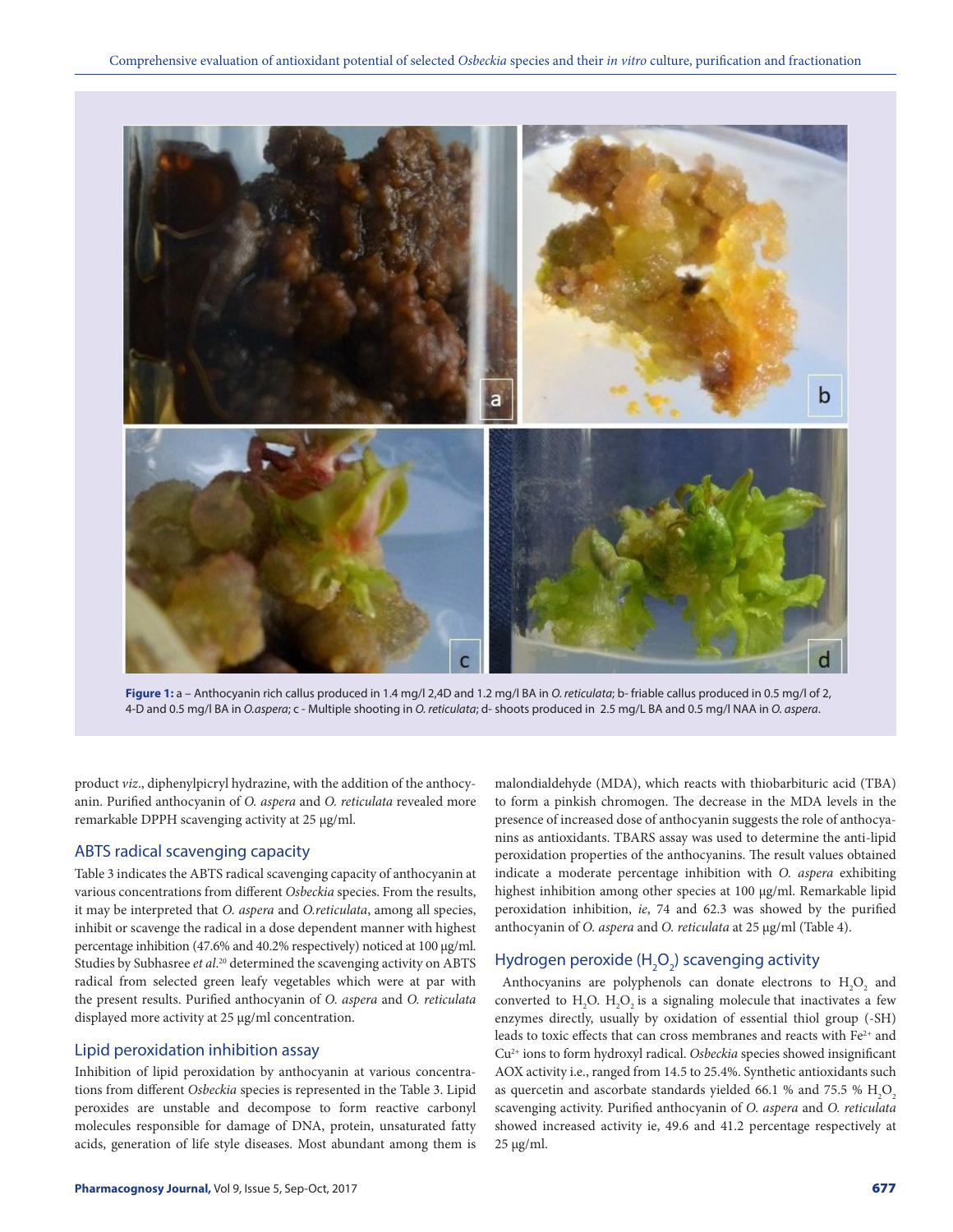**Figure 1:** a – Anthocyanin rich callus produced in 1.4 mg/l 2,4D and 1.2 mg/l BA in *O. reticulata*; b- friable callus produced in 0.5 mg/l of 2, 4-D and 0.5 mg/l BA in *O.aspera*; c - Multiple shooting in *O. reticulata*; d- shoots produced in 2.5 mg/L BA and 0.5 mg/l NAA in *O. aspera*.

product *viz*., diphenylpicryl hydrazine, with the addition of the anthocyanin. Purified anthocyanin of *O. aspera* and *O. reticulata* revealed more remarkable DPPH scavenging activity at 25 μg/ml.

## ABTS radical scavenging capacity

Table 3 indicates the ABTS radical scavenging capacity of anthocyanin at various concentrations from different *Osbeckia* species. From the results, it may be interpreted that *O. aspera* and *O.reticulata*, among all species, inhibit or scavenge the radical in a dose dependent manner with highest percentage inhibition (47.6% and 40.2% respectively) noticed at 100 μg/ml. Studies by Subhasree *et al*.[20] determined the scavenging activity on ABTS radical from selected green leafy vegetables which were at par with the present results. Purified anthocyanin of *O. aspera* and *O. reticulata* displayed more activity at 25 μg/ml concentration.

## Lipid peroxidation inhibition assay

Inhibition of lipid peroxidation by anthocyanin at various concentrations from different *Osbeckia* species is represented in the Table 3. Lipid peroxides are unstable and decompose to form reactive carbonyl molecules responsible for damage of DNA, protein, unsaturated fatty acids, generation of life style diseases. Most abundant among them is malondialdehyde (MDA), which reacts with thiobarbituric acid (TBA) to form a pinkish chromogen. The decrease in the MDA levels in the presence of increased dose of anthocyanin suggests the role of anthocyanins as antioxidants. TBARS assay was used to determine the anti-lipid peroxidation properties of the anthocyanins. The result values obtained indicate a moderate percentage inhibition with *O. aspera* exhibiting highest inhibition among other species at 100 μg/ml. Remarkable lipid peroxidation inhibition, *ie*, 74 and 62.3 was showed by the purified anthocyanin of *O. aspera* and *O. reticulata* at 25 μg/ml (Table 4).

## Hydrogen peroxide ($H_2O_2$) scavenging activity

Anthocyanins are polyphenols can donate electrons to $H_2O_2$ and converted to $H_2O$. $H_2O_2$ is a signaling molecule that inactivates a few enzymes directly, usually by oxidation of essential thiol group (-SH) leads to toxic effects that can cross membranes and reacts with $Fe^{2+}$ and $Cu^{2+}$ ions to form hydroxyl radical. *Osbeckia* species showed insignificant AOX activity i.e., ranged from 14.5 to 25.4%. Synthetic antioxidants such as quercetin and ascorbate standards yielded 66.1 % and 75.5 % $H_2O_2$ scavenging activity. Purified anthocyanin of *O. aspera* and *O. reticulata* showed increased activity ie, 49.6 and 41.2 percentage respectively at 25 μg/ml.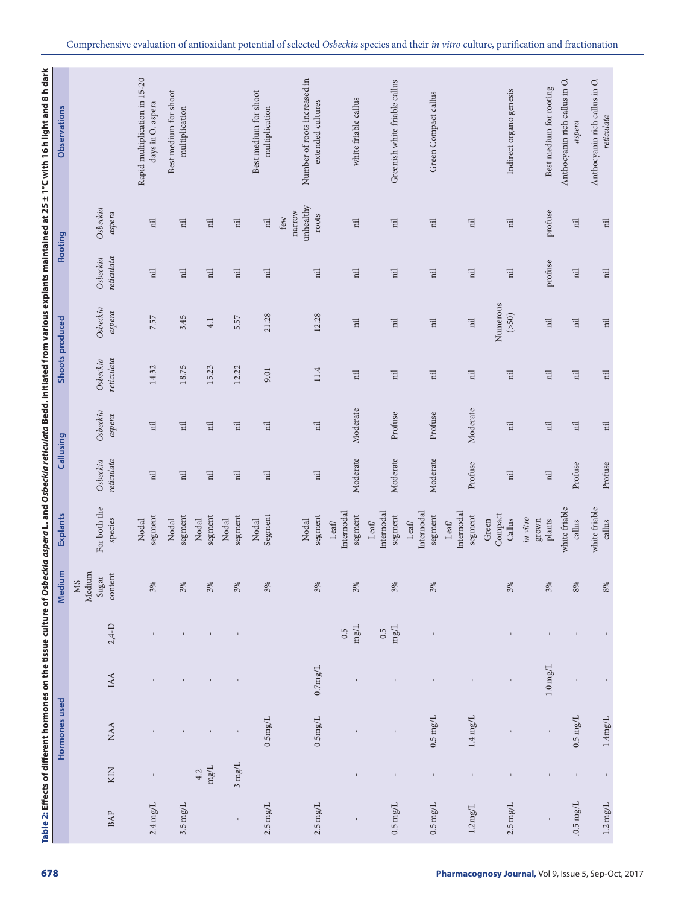**Table 2: Effects of different hormones on the tissue culture of *Osbeckia aspera* L. and *Osbeckia reticulata* Bedd. initiated from various explants maintained at 25 ± 1°C with 16 h light and 8 h dark**

| Hormones used | | | | | Medium | Explants | Callusing | | Shoots produced | | Rooting | | Observations |
|---|---|---|---|---|---|---|---|---|---|---|---|---|---|
| BAP | KIN | NAA | IAA | 2,4-D | MS Medium Sugar content | For both the species | *Osbeckia reticulata* | *Osbeckia aspera* | *Osbeckia reticulata* | *Osbeckia aspera* | *Osbeckia reticulata* | *Osbeckia aspera* | |
| 2.4 mg/L | - | - | - | - | 3% | Nodal segment | nil | nil | 14.32 | 7.57 | nil | nil | Rapid multiplication in 15-20 days in O. aspera |
| 3.5 mg/L | | - | - | - | 3% | Nodal segment | nil | nil | 18.75 | 3.45 | nil | nil | Best medium for shoot multiplication |
| | 4.2 mg/L | - | - | - | 3% | Nodal segment | nil | nil | 15.23 | 4.1 | nil | nil | |
| - | 3 mg/L | - | - | - | 3% | Nodal segment | nil | nil | 12.22 | 5.57 | nil | nil | |
| 2.5 mg/L | - | 0.5mg/L | - | - | 3% | Nodal Segment | nil | nil | 9.01 | 21.28 | nil | nil | Best medium for shoot multiplication |
| 2.5 mg/L | - | 0.5mg/L | 0.7mg/L | - | 3% | Nodal segment | nil | nil | 11.4 | 12.28 | nil | few narrow unhealthy roots | Number of roots increased in extended cultures |
| - | - | - | - | 0.5 mg/L | 3% | Leaf/ Internodal segment | Moderate | Moderate | nil | nil | nil | nil | white friable callus |
| 0.5 mg/L | - | - | - | 0.5 mg/L | 3% | Leaf/ Internodal segment | Moderate | Profuse | nil | nil | nil | nil | Greenish white friable callus |
| 0.5 mg/L | - | 0.5 mg/L | - | - | 3% | Leaf/ Internodal segment | Moderate | Profuse | nil | nil | nil | nil | Green Compact callus |
| 1.2mg/L | - | 1.4 mg/L | - | | | Leaf/ Internodal segment | Profuse | Moderate | nil | nil | nil | nil | |
| 2.5 mg/L | - | - | - | - | 3% | Green Compact Callus | nil | nil | nil | Numerous (>50) | nil | nil | Indirect organo genesis |
| - | - | - | 1.0 mg/L | - | 3% | *in vitro* grown plants | nil | nil | nil | nil | profuse | profuse | Best medium for rooting |
| .05 mg/L | - | 0.5 mg/L | - | - | 8% | white friable callus | Profuse | nil | nil | nil | nil | nil | Anthocyanin rich callus in *O. aspera* |
| 1.2 mg/L | - | 1.4mg/L | - | - | 8% | white friable callus | Profuse | nil | nil | nil | nil | nil | Anthocyanin rich callus in *O. reticulata* |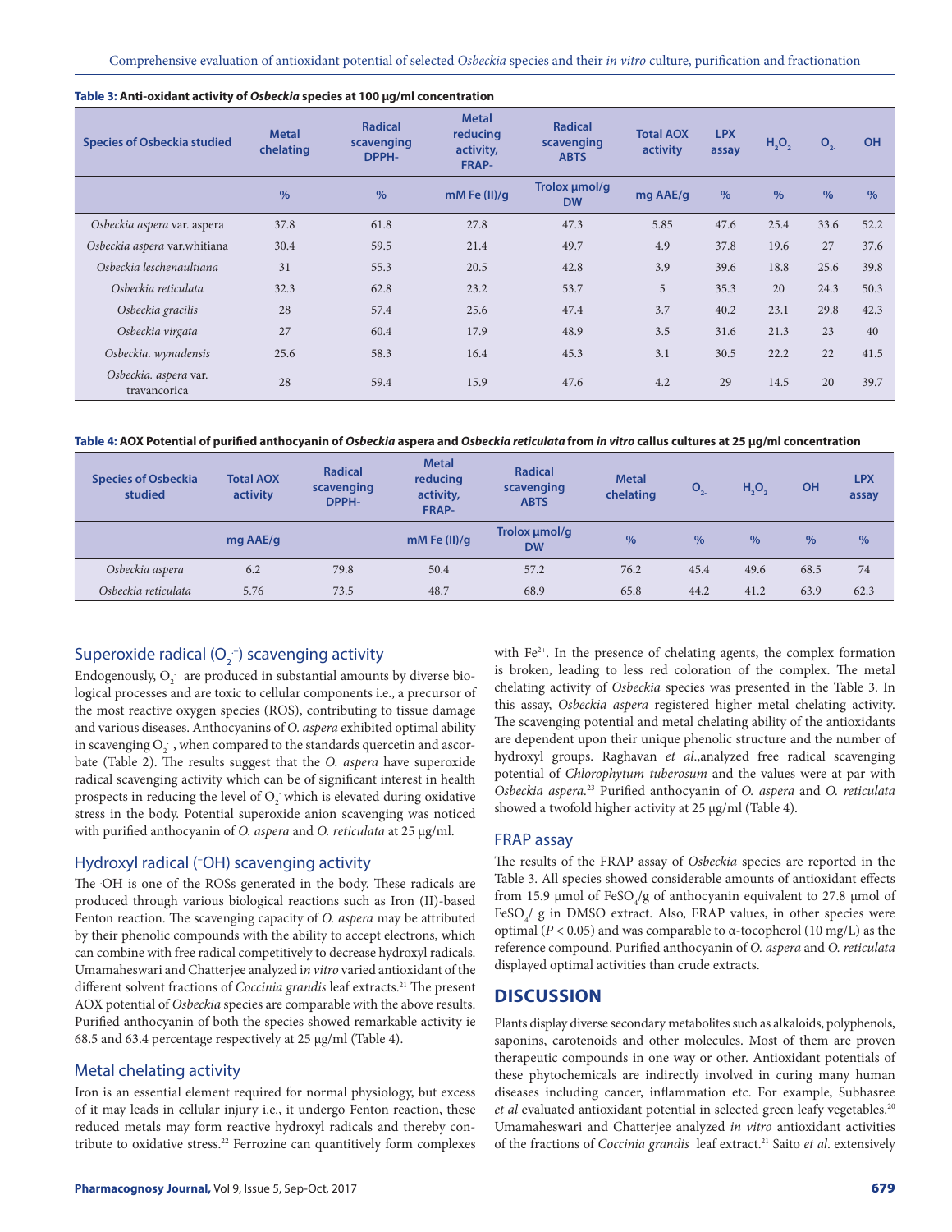**Table 3: Anti-oxidant activity of *Osbeckia* species at 100 µg/ml concentration**

| Species of Osbeckia studied | Metal chelating | Radical scavenging DPPH- | Metal reducing activity, FRAP- | Radical scavenging ABTS | Total AOX activity | LPX assay | $H_2O_2$ | $O_{2-}$ | OH |
|---|---|---|---|---|---|---|---|---|---|
| | % | % | mM Fe (II)/g | Trolox µmol/g DW | mg AAE/g | % | % | % | % |
| *Osbeckia aspera* var. aspera | 37.8 | 61.8 | 27.8 | 47.3 | 5.85 | 47.6 | 25.4 | 33.6 | 52.2 |
| *Osbeckia aspera* var.whitiana | 30.4 | 59.5 | 21.4 | 49.7 | 4.9 | 37.8 | 19.6 | 27 | 37.6 |
| *Osbeckia leschenaultiana* | 31 | 55.3 | 20.5 | 42.8 | 3.9 | 39.6 | 18.8 | 25.6 | 39.8 |
| *Osbeckia reticulata* | 32.3 | 62.8 | 23.2 | 53.7 | 5 | 35.3 | 20 | 24.3 | 50.3 |
| *Osbeckia gracilis* | 28 | 57.4 | 25.6 | 47.4 | 3.7 | 40.2 | 23.1 | 29.8 | 42.3 |
| *Osbeckia virgata* | 27 | 60.4 | 17.9 | 48.9 | 3.5 | 31.6 | 21.3 | 23 | 40 |
| *Osbeckia. wynadensis* | 25.6 | 58.3 | 16.4 | 45.3 | 3.1 | 30.5 | 22.2 | 22 | 41.5 |
| *Osbeckia. aspera* var. travancorica | 28 | 59.4 | 15.9 | 47.6 | 4.2 | 29 | 14.5 | 20 | 39.7 |

**Table 4: AOX Potential of purified anthocyanin of *Osbeckia* aspera and *Osbeckia reticulata* from *in vitro* callus cultures at 25 µg/ml concentration**

| Species of Osbeckia studied | Total AOX activity | Radical scavenging DPPH- | Metal reducing activity, FRAP- | Radical scavenging ABTS | Metal chelating | $O_{2-}$ | $H_2O_2$ | OH | LPX assay |
|---|---|---|---|---|---|---|---|---|---|
| | mg AAE/g | | mM Fe (II)/g | Trolox µmol/g DW | % | % | % | % | % |
| *Osbeckia aspera* | 6.2 | 79.8 | 50.4 | 57.2 | 76.2 | 45.4 | 49.6 | 68.5 | 74 |
| *Osbeckia reticulata* | 5.76 | 73.5 | 48.7 | 68.9 | 65.8 | 44.2 | 41.2 | 63.9 | 62.3 |

## Superoxide radical ($O_2^{\cdot-}$) scavenging activity

Endogenously, $O_2^{\cdot-}$ are produced in substantial amounts by diverse biological processes and are toxic to cellular components i.e., a precursor of the most reactive oxygen species (ROS), contributing to tissue damage and various diseases. Anthocyanins of *O. aspera* exhibited optimal ability in scavenging $O_2^{\cdot-}$, when compared to the standards quercetin and ascorbate (Table 2). The results suggest that the *O. aspera* have superoxide radical scavenging activity which can be of significant interest in health prospects in reducing the level of $O_2^-$ which is elevated during oxidative stress in the body. Potential superoxide anion scavenging was noticed with purified anthocyanin of *O. aspera* and *O. reticulata* at 25 µg/ml.

## Hydroxyl radical ($^-$OH) scavenging activity

The ·OH is one of the ROSs generated in the body. These radicals are produced through various biological reactions such as Iron (II)-based Fenton reaction. The scavenging capacity of *O. aspera* may be attributed by their phenolic compounds with the ability to accept electrons, which can combine with free radical competitively to decrease hydroxyl radicals. Umamaheswari and Chatterjee analyzed i*n vitro* varied antioxidant of the different solvent fractions of *Coccinia grandis* leaf extracts.[21] The present AOX potential of *Osbeckia* species are comparable with the above results. Purified anthocyanin of both the species showed remarkable activity ie 68.5 and 63.4 percentage respectively at 25 µg/ml (Table 4).

## Metal chelating activity

Iron is an essential element required for normal physiology, but excess of it may leads in cellular injury i.e., it undergo Fenton reaction, these reduced metals may form reactive hydroxyl radicals and thereby contribute to oxidative stress.[22] Ferrozine can quantitively form complexes with $Fe^{2+}$. In the presence of chelating agents, the complex formation is broken, leading to less red coloration of the complex. The metal chelating activity of *Osbeckia* species was presented in the Table 3. In this assay, *Osbeckia aspera* registered higher metal chelating activity. The scavenging potential and metal chelating ability of the antioxidants are dependent upon their unique phenolic structure and the number of hydroxyl groups. Raghavan *et al*.,analyzed free radical scavenging potential of *Chlorophytum tuberosum* and the values were at par with *Osbeckia aspera.*[23] Purified anthocyanin of *O. aspera* and *O. reticulata* showed a twofold higher activity at 25 µg/ml (Table 4).

## FRAP assay

The results of the FRAP assay of *Osbeckia* species are reported in the Table 3. All species showed considerable amounts of antioxidant effects from 15.9 µmol of $FeSO_4$/g of anthocyanin equivalent to 27.8 µmol of $FeSO_4$/ g in DMSO extract. Also, FRAP values, in other species were optimal ($P < 0.05$) and was comparable to α-tocopherol (10 mg/L) as the reference compound. Purified anthocyanin of *O. aspera* and *O. reticulata* displayed optimal activities than crude extracts.

# DISCUSSION

Plants display diverse secondary metabolites such as alkaloids, polyphenols, saponins, carotenoids and other molecules. Most of them are proven therapeutic compounds in one way or other. Antioxidant potentials of these phytochemicals are indirectly involved in curing many human diseases including cancer, inflammation etc. For example, Subhasree *et al* evaluated antioxidant potential in selected green leafy vegetables.[20] Umamaheswari and Chatterjee analyzed *in vitro* antioxidant activities of the fractions of *Coccinia grandis* leaf extract.[21] Saito *et al*. extensively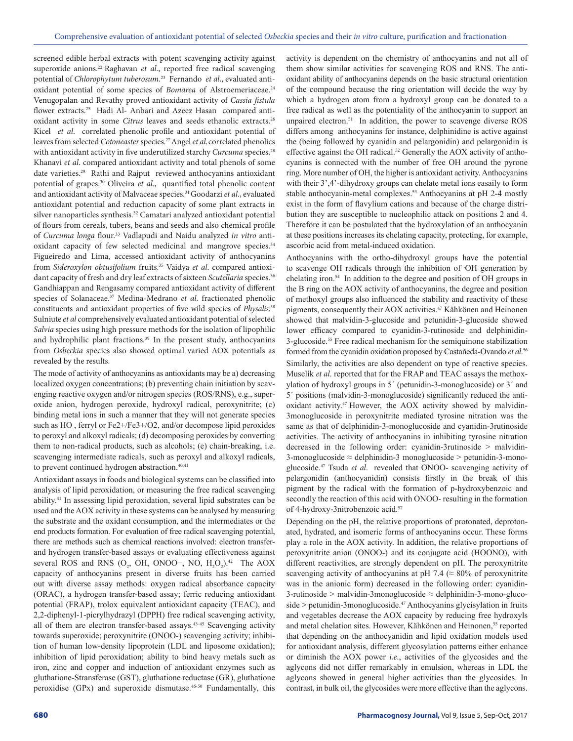screened edible herbal extracts with potent scavenging activity against superoxide anions.[22] Raghavan *et al*., reported free radical scavenging potential of *Chlorophytum tuberosum*.[23] Fernando *et al*., evaluated antioxidant potential of some species of *Bomarea* of Alstroemeriaceae.[24] Venugopalan and Revathy proved antioxidant activity of *Cassia fistula* flower extracts.[25] Hadi Al- Anbari and Azeez Hasan compared antioxidant activity in some *Citrus* leaves and seeds ethanolic extracts.[26] Kicel *et al*. correlated phenolic profile and antioxidant potential of leaves from selected *Cotoneaster* species.[27] Angel *et al*. correlated phenolics with antioxidant activity in five underutilized starchy *Curcuma* species.[28] Khanavi *et al*. compared antioxidant activity and total phenols of some date varieties.[29] Rathi and Rajput reviewed anthocyanins antioxidant potential of grapes.[30] Oliveira *et al*., quantified total phenolic content and antioxidant activity of Malvaceae species.[31] Goodarzi *et al*., evaluated antioxidant potential and reduction capacity of some plant extracts in silver nanoparticles synthesis.[32] Camatari analyzed antioxidant potential of flours from cereals, tubers, beans and seeds and also chemical profile of *Curcuma longa* flour.[33] Vadlapudi and Naidu analyzed *in vitro* antioxidant capacity of few selected medicinal and mangrove species.[34] Figueiredo and Lima, accessed antioxidant activity of anthocyanins from *Sideroxylon obtusifolium* fruits.[35] Vaidya *et al*. compared antioxidant capacity of fresh and dry leaf extracts of sixteen *Scutellaria* species.[36] Gandhiappan and Rengasamy compared antioxidant activity of different species of Solanaceae.[37] Medina-Medrano *et al*. fractionated phenolic constituents and antioxidant properties of five wild species of *Physalis*.[38] Sulniute *et al* comprehensively evaluated antioxidant potential of selected *Salvia* species using high pressure methods for the isolation of lipophilic and hydrophilic plant fractions.[39] In the present study, anthocyanins from *Osbeckia* species also showed optimal varied AOX potentials as revealed by the results.

The mode of activity of anthocyanins as antioxidants may be a) decreasing localized oxygen concentrations; (b) preventing chain initiation by scavenging reactive oxygen and/or nitrogen species (ROS/RNS), e.g., superoxide anion, hydrogen peroxide, hydroxyl radical, peroxynitrite; (c) binding metal ions in such a manner that they will not generate species such as HO , ferryl or Fe2+/Fe3+/O2, and/or decompose lipid peroxides to peroxyl and alkoxyl radicals; (d) decomposing peroxides by converting them to non-radical products, such as alcohols; (e) chain-breaking, i.e. scavenging intermediate radicals, such as peroxyl and alkoxyl radicals, to prevent continued hydrogen abstraction.[40,41]

Antioxidant assays in foods and biological systems can be classified into analysis of lipid peroxidation, or measuring the free radical scavenging ability.[41] In assessing lipid peroxidation, several lipid substrates can be used and the AOX activity in these systems can be analysed by measuring the substrate and the oxidant consumption, and the intermediates or the end products formation. For evaluation of free radical scavenging potential, there are methods such as chemical reactions involved: electron transfer- and hydrogen transfer-based assays or evaluating effectiveness against several ROS and RNS ($O_2$, OH, ONOO−, NO, $H_2O_2$).[42] The AOX capacity of anthocyanins present in diverse fruits has been carried out with diverse assay methods: oxygen radical absorbance capacity (ORAC), a hydrogen transfer-based assay; ferric reducing antioxidant potential (FRAP), trolox equivalent antioxidant capacity (TEAC), and 2,2-diphenyl-1-picrylhydrazyl (DPPH) free radical scavenging activity, all of them are electron transfer-based assays.[43-45] Scavenging activity towards superoxide; peroxynitrite (ONOO-) scavenging activity; inhibition of human low-density lipoprotein (LDL and liposome oxidation); inhibition of lipid peroxidation; ability to bind heavy metals such as iron, zinc and copper and induction of antioxidant enzymes such as gluthatione-Stransferase (GST), gluthatione reductase (GR), gluthatione peroxidise (GPx) and superoxide dismutase.[46-50] Fundamentally, this activity is dependent on the chemistry of anthocyanins and not all of them show similar activities for scavenging ROS and RNS. The antioxidant ability of anthocyanins depends on the basic structural orientation of the compound because the ring orientation will decide the way by which a hydrogen atom from a hydroxyl group can be donated to a free radical as well as the potentiality of the anthocyanin to support an unpaired electron.[51] In addition, the power to scavenge diverse ROS differs among anthocyanins for instance, delphinidine is active against the (being followed by cyanidin and pelargonidin) and pelargonidin is effective against the OH radical.[52] Generally the AOX activity of anthocyanins is connected with the number of free OH around the pyrone ring. More number of OH, the higher is antioxidant activity. Anthocyanins with their 3',4'-dihydroxy groups can chelate metal ions easaily to form stable anthocyanin-metal complexes.[53] Anthocyanins at pH 2-4 mostly exist in the form of flavylium cations and because of the charge distribution they are susceptible to nucleophilic attack on positions 2 and 4. Therefore it can be postulated that the hydroxylation of an anthocyanin at these positions increases its chelating capacity, protecting, for example, ascorbic acid from metal-induced oxidation.

Anthocyanins with the ortho-dihydroxyl groups have the potential to scavenge OH radicals through the inhibition of ·OH generation by chelating iron.[54] In addition to the degree and position of OH groups in the B ring on the AOX activity of anthocyanins, the degree and position of methoxyl groups also influenced the stability and reactivity of these pigments, consequently their AOX activities.[47] Kähkönen and Heinonen showed that malvidin-3-glucoside and petunidin-3-glucoside showed lower efficacy compared to cyanidin-3-rutinoside and delphinidin-3-glucoside.[55] Free radical mechanism for the semiquinone stabilization formed from the cyanidin oxidation proposed by Castañeda-Ovando *et al*.[56] Similarly, the activities are also dependent on type of reactive species. Muselík *et al*. reported that for the FRAP and TEAC assays the methoxylation of hydroxyl groups in 5´ (petunidin-3-monoglucoside) or 3´ and 5´ positions (malvidin-3-monoglucoside) significantly reduced the antioxidant activity.[47] However, the AOX activity showed by malvidin-3monoglucoside in peroxynitrite mediated tyrosine nitration was the same as that of delphinidin-3-monoglucoside and cyanidin-3rutinoside activities. The activity of anthocyanins in inhibiting tyrosine nitration decreased in the following order: cyanidin-3rutinoside > malvidin-3-monoglucoside ≈ delphinidin-3 monoglucoside > petunidin-3-monoglucoside.[47] Tsuda *et al*. revealed that ONOO- scavenging activity of pelargonidin (anthocyanidin) consists firstly in the break of this pigment by the radical with the formation of p-hydroxybenzoic and secondly the reaction of this acid with ONOO- resulting in the formation of 4-hydroxy-3nitrobenzoic acid.[57]

Depending on the pH, the relative proportions of protonated, deprotonated, hydrated, and isomeric forms of anthocyanins occur. These forms play a role in the AOX activity. In addition, the relative proportions of peroxynitrite anion (ONOO-) and its conjugate acid (HOONO), with different reactivities, are strongly dependent on pH. The peroxynitrite scavenging activity of anthocyanins at pH 7.4 (≈ 80% of peroxynitrite was in the anionic form) decreased in the following order: cyanidin-3-rutinoside > malvidin-3monoglucoside ≈ delphinidin-3-mono-glucoside > petunidin-3monoglucoside.[47] Anthocyanins glycisylation in fruits and vegetables decrease the AOX capacity by reducing free hydroxyls and metal chelation sites. However, Kähkönen and Heinonen,[55] reported that depending on the anthocyanidin and lipid oxidation models used for antioxidant analysis, different glycosylation patterns either enhance or diminish the AOX power *i.e*., activities of the glycosides and the aglycons did not differ remarkably in emulsion, whereas in LDL the aglycons showed in general higher activities than the glycosides. In contrast, in bulk oil, the glycosides were more effective than the aglycons.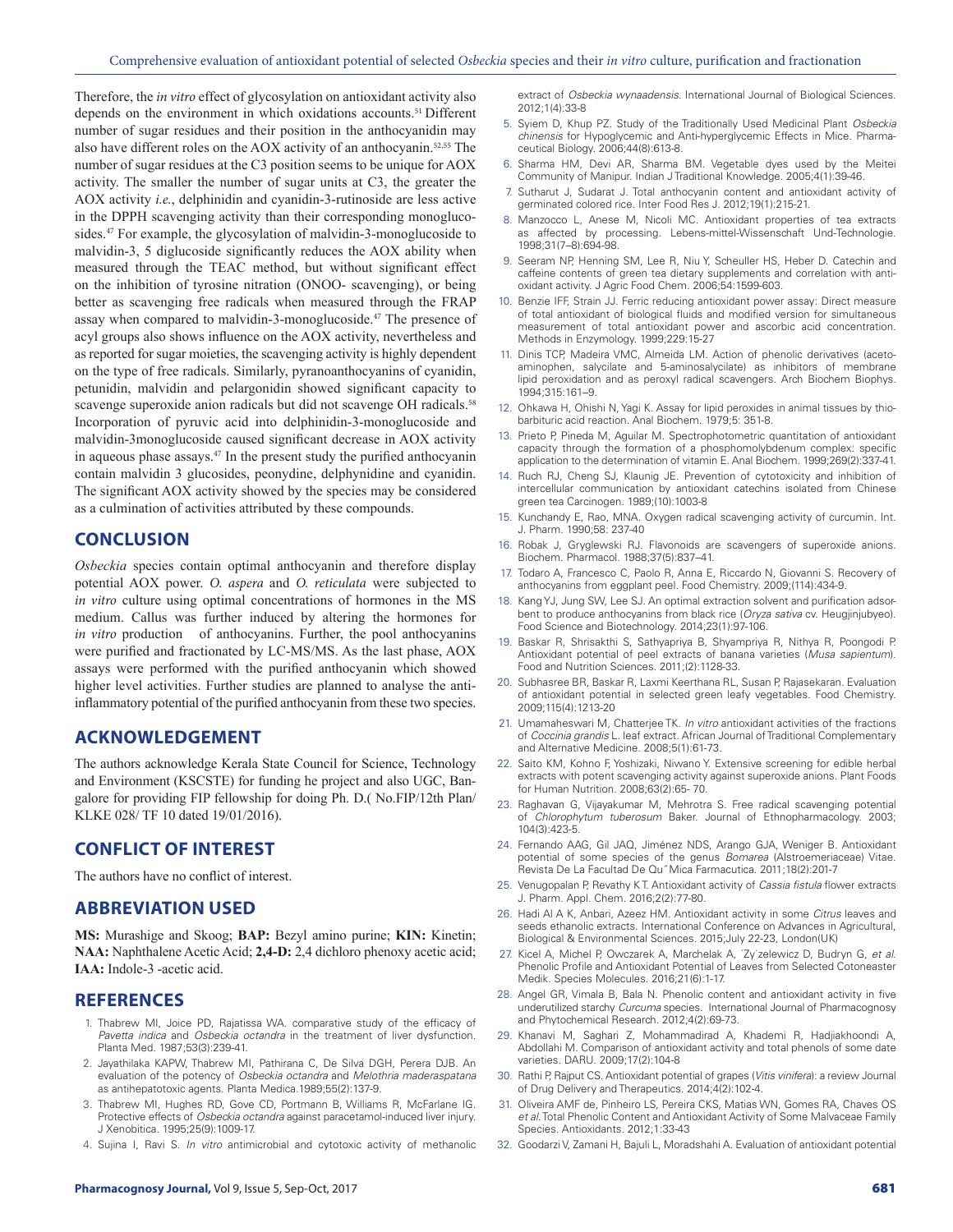Therefore, the *in vitro* effect of glycosylation on antioxidant activity also depends on the environment in which oxidations accounts.[51] Different number of sugar residues and their position in the anthocyanidin may also have different roles on the AOX activity of an anthocyanin.[52,55] The number of sugar residues at the C3 position seems to be unique for AOX activity. The smaller the number of sugar units at C3, the greater the AOX activity *i.e.*, delphinidin and cyanidin-3-rutinoside are less active in the DPPH scavenging activity than their corresponding monoglucosides.[47] For example, the glycosylation of malvidin-3-monoglucoside to malvidin-3, 5 diglucoside significantly reduces the AOX ability when measured through the TEAC method, but without significant effect on the inhibition of tyrosine nitration (ONOO- scavenging), or being better as scavenging free radicals when measured through the FRAP assay when compared to malvidin-3-monoglucoside.[47] The presence of acyl groups also shows influence on the AOX activity, nevertheless and as reported for sugar moieties, the scavenging activity is highly dependent on the type of free radicals. Similarly, pyranoanthocyanins of cyanidin, petunidin, malvidin and pelargonidin showed significant capacity to scavenge superoxide anion radicals but did not scavenge OH radicals.[58] Incorporation of pyruvic acid into delphinidin-3-monoglucoside and malvidin-3monoglucoside caused significant decrease in AOX activity in aqueous phase assays.[47] In the present study the purified anthocyanin contain malvidin 3 glucosides, peonydine, delphynidine and cyanidin. The significant AOX activity showed by the species may be considered as a culmination of activities attributed by these compounds.

## CONCLUSION

*Osbeckia* species contain optimal anthocyanin and therefore display potential AOX power. *O. aspera* and *O. reticulata* were subjected to *in vitro* culture using optimal concentrations of hormones in the MS medium. Callus was further induced by altering the hormones for *in vitro* production of anthocyanins. Further, the pool anthocyanins were purified and fractionated by LC-MS/MS. As the last phase, AOX assays were performed with the purified anthocyanin which showed higher level activities. Further studies are planned to analyse the anti-inflammatory potential of the purified anthocyanin from these two species.

## ACKNOWLEDGEMENT

The authors acknowledge Kerala State Council for Science, Technology and Environment (KSCSTE) for funding he project and also UGC, Bangalore for providing FIP fellowship for doing Ph. D.( No.FIP/12th Plan/ KLKE 028/ TF 10 dated 19/01/2016).

## CONFLICT OF INTEREST

The authors have no conflict of interest.

## ABBREVIATION USED

**MS:** Murashige and Skoog; **BAP:** Bezyl amino purine; **KIN:** Kinetin; **NAA:** Naphthalene Acetic Acid; **2,4-D:** 2,4 dichloro phenoxy acetic acid; **IAA:** Indole-3 -acetic acid.

## REFERENCES

1. Thabrew MI, Joice PD, Rajatissa WA. comparative study of the efficacy of *Pavetta indica* and *Osbeckia octandra* in the treatment of liver dysfunction. Planta Med. 1987;53(3):239-41.
2. Jayathilaka KAPW, Thabrew MI, Pathirana C, De Silva DGH, Perera DJB. An evaluation of the potency of *Osbeckia octandra* and *Melothria maderaspatana* as antihepatotoxic agents. Planta Medica.1989;55(2):137-9.
3. Thabrew MI, Hughes RD, Gove CD, Portmann B, Williams R, McFarlane IG. Protective effects of *Osbeckia octandra* against paracetamol-induced liver injury. J Xenobitica. 1995;25(9):1009-17.
4. Sujina I, Ravi S. *In vitro* antimicrobial and cytotoxic activity of methanolic extract of *Osbeckia wynaadensis*. International Journal of Biological Sciences. 2012;1(4):33-8
5. Syiem D, Khup PZ. Study of the Traditionally Used Medicinal Plant *Osbeckia chinensis* for Hypoglycemic and Anti-hyperglycemic Effects in Mice. Pharmaceutical Biology. 2006;44(8):613-8.
6. Sharma HM, Devi AR, Sharma BM. Vegetable dyes used by the Meitei Community of Manipur. Indian J Traditional Knowledge. 2005;4(1):39-46.
7. Sutharut J, Sudarat J. Total anthocyanin content and antioxidant activity of germinated colored rice. Inter Food Res J. 2012;19(1):215-21.
8. Manzocco L, Anese M, Nicoli MC. Antioxidant properties of tea extracts as affected by processing. Lebens-mittel-Wissenschaft Und-Technologie. 1998;31(7–8):694-98.
9. Seeram NP, Henning SM, Lee R, Niu Y, Scheuller HS, Heber D. Catechin and caffeine contents of green tea dietary supplements and correlation with antioxidant activity. J Agric Food Chem. 2006;54:1599-603.
10. Benzie IFF, Strain JJ. Ferric reducing antioxidant power assay: Direct measure of total antioxidant of biological fluids and modified version for simultaneous measurement of total antioxidant power and ascorbic acid concentration. Methods in Enzymology. 1999;229:15-27
11. Dinis TCP, Madeira VMC, Almeida LM. Action of phenolic derivatives (acetoaminophen, salycilate and 5-aminosalycilate) as inhibitors of membrane lipid peroxidation and as peroxyl radical scavengers. Arch Biochem Biophys. 1994;315:161–9.
12. Ohkawa H, Ohishi N, Yagi K. Assay for lipid peroxides in animal tissues by thiobarbituric acid reaction. Anal Biochem. 1979;5: 351-8.
13. Prieto P, Pineda M, Aguilar M. Spectrophotometric quantitation of antioxidant capacity through the formation of a phosphomolybdenum complex: specific application to the determination of vitamin E. Anal Biochem. 1999;269(2):337-41.
14. Ruch RJ, Cheng SJ, Klaunig JE. Prevention of cytotoxicity and inhibition of intercellular communication by antioxidant catechins isolated from Chinese green tea Carcinogen. 1989;(10):1003-8
15. Kunchandy E, Rao, MNA. Oxygen radical scavenging activity of curcumin. Int. J. Pharm. 1990;58: 237-40
16. Robak J, Gryglewski RJ. Flavonoids are scavengers of superoxide anions. Biochem. Pharmacol. 1988;37(5):837–41.
17. Todaro A, Francesco C, Paolo R, Anna E, Riccardo N, Giovanni S. Recovery of anthocyanins from eggplant peel. Food Chemistry. 2009;(114):434-9.
18. Kang YJ, Jung SW, Lee SJ. An optimal extraction solvent and purification adsorbent to produce anthocyanins from black rice (*Oryza sativa* cv. Heugjinjubyeo). Food Science and Biotechnology. 2014;23(1):97-106.
19. Baskar R, Shrisakthi S, Sathyapriya B, Shyampriya R, Nithya R, Poongodi P. Antioxidant potential of peel extracts of banana varieties (*Musa sapientum*). Food and Nutrition Sciences. 2011;(2):1128-33.
20. Subhasree BR, Baskar R, Laxmi Keerthana RL, Susan P, Rajasekaran. Evaluation of antioxidant potential in selected green leafy vegetables. Food Chemistry. 2009;115(4):1213-20
21. Umamaheswari M, Chatterjee TK. *In vitro* antioxidant activities of the fractions of *Coccinia grandis* L. leaf extract. African Journal of Traditional Complementary and Alternative Medicine. 2008;5(1):61-73.
22. Saito KM, Kohno F, Yoshizaki, Niwano Y. Extensive screening for edible herbal extracts with potent scavenging activity against superoxide anions. Plant Foods for Human Nutrition. 2008;63(2):65- 70.
23. Raghavan G, Vijayakumar M, Mehrotra S. Free radical scavenging potential of *Chlorophytum tuberosum* Baker. Journal of Ethnopharmacology. 2003; 104(3):423-5.
24. Fernando AAG, Gil JAQ, Jiménez NDS, Arango GJA, Weniger B. Antioxidant potential of some species of the genus *Bomarea* (Alstroemeriaceae) Vitae. Revista De La Facultad De Qu˜Mica Farmacutica. 2011;18(2):201-7
25. Venugopalan P, Revathy KT. Antioxidant activity of *Cassia fistula* flower extracts J. Pharm. Appl. Chem. 2016;2(2):77-80.
26. Hadi Al A K, Anbari, Azeez HM. Antioxidant activity in some *Citrus* leaves and seeds ethanolic extracts. International Conference on Advances in Agricultural, Biological & Environmental Sciences. 2015;July 22-23, London(UK)
27. Kicel A, Michel P, Owczarek A, Marchelak A, ˙Zy˙zelewicz D, Budryn G, *et al.* Phenolic Profile and Antioxidant Potential of Leaves from Selected Cotoneaster Medik. Species Molecules. 2016;21(6):1-17.
28. Angel GR, Vimala B, Bala N. Phenolic content and antioxidant activity in five underutilized starchy *Curcuma* species. International Journal of Pharmacognosy and Phytochemical Research. 2012;4(2):69-73.
29. Khanavi M, Saghari Z, Mohammadirad A, Khademi R, Hadjiakhoondi A, Abdollahi M. Comparison of antioxidant activity and total phenols of some date varieties. DARU. 2009;17(2):104-8
30. Rathi P, Rajput CS. Antioxidant potential of grapes (*Vitis vinifera*): a review Journal of Drug Delivery and Therapeutics. 2014;4(2):102-4.
31. Oliveira AMF de, Pinheiro LS, Pereira CKS, Matias WN, Gomes RA, Chaves OS *et al.* Total Phenolic Content and Antioxidant Activity of Some Malvaceae Family Species. Antioxidants. 2012;1:33-43
32. Goodarzi V, Zamani H, Bajuli L, Moradshahi A. Evaluation of antioxidant potential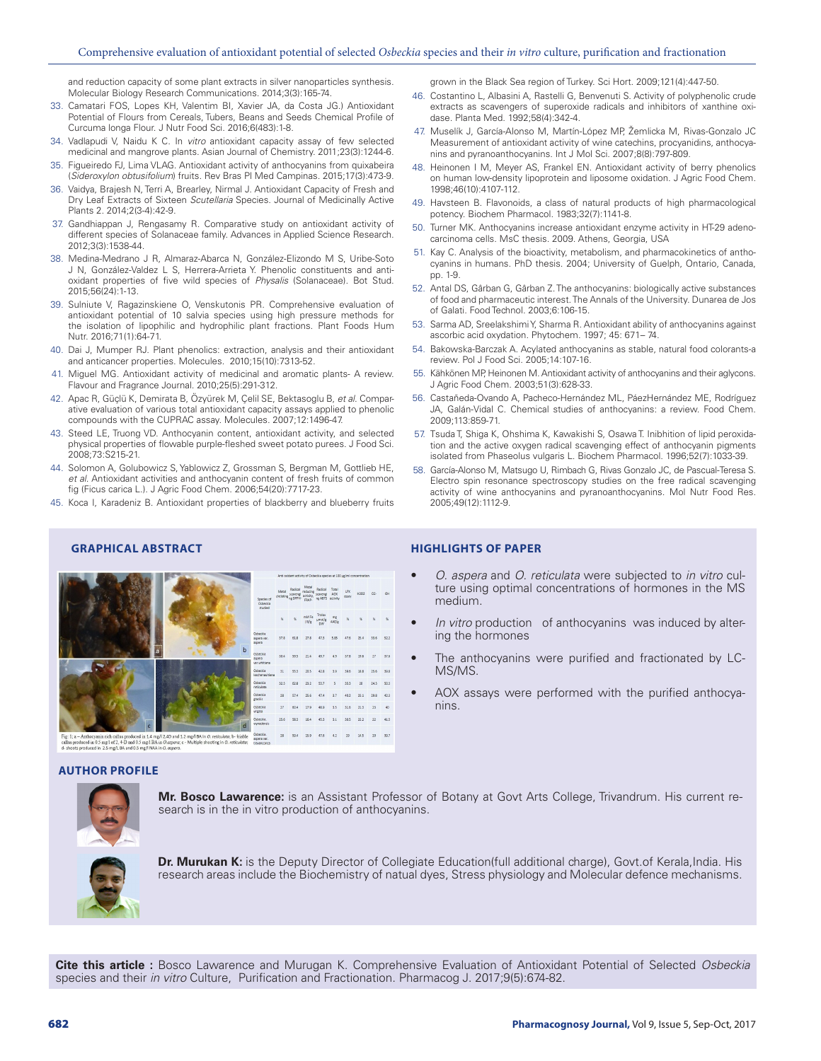and reduction capacity of some plant extracts in silver nanoparticles synthesis. Molecular Biology Research Communications. 2014;3(3):165-74.

33. Camatari FOS, Lopes KH, Valentim BI, Xavier JA, da Costa JG.) Antioxidant Potential of Flours from Cereals, Tubers, Beans and Seeds Chemical Profile of Curcuma longa Flour. J Nutr Food Sci. 2016;6(483):1-8.
34. Vadlapudi V, Naidu K C. In *vitro* antioxidant capacity assay of few selected medicinal and mangrove plants. Asian Journal of Chemistry. 2011;23(3):1244-6.
35. Figueiredo FJ, Lima VLAG. Antioxidant activity of anthocyanins from quixabeira (*Sideroxylon obtusifolium*) fruits. Rev Bras Pl Med Campinas. 2015;17(3):473-9.
36. Vaidya, Brajesh N, Terri A, Brearley, Nirmal J. Antioxidant Capacity of Fresh and Dry Leaf Extracts of Sixteen *Scutellaria* Species. Journal of Medicinally Active Plants 2. 2014;2(3-4):42-9.
37. Gandhiappan J, Rengasamy R. Comparative study on antioxidant activity of different species of Solanaceae family. Advances in Applied Science Research. 2012;3(3):1538-44.
38. Medina-Medrano J R, Almaraz-Abarca N, González-Elizondo M S, Uribe-Soto J N, González-Valdez L S, Herrera-Arrieta Y. Phenolic constituents and antioxidant properties of five wild species of *Physalis* (Solanaceae). Bot Stud. 2015;56(24):1-13.
39. Sulniute V, Ragazinskiene O, Venskutonis PR. Comprehensive evaluation of antioxidant potential of 10 salvia species using high pressure methods for the isolation of lipophilic and hydrophilic plant fractions. Plant Foods Hum Nutr. 2016;71(1):64-71.
40. Dai J, Mumper RJ. Plant phenolics: extraction, analysis and their antioxidant and anticancer properties. Molecules. 2010;15(10):7313-52.
41. Miguel MG. Antioxidant activity of medicinal and aromatic plants- A review. Flavour and Fragrance Journal. 2010;25(5):291-312.
42. Apac R, Güçlü K, Demirata B, Özyürek M, Çelil SE, Bektasoglu B, *et al.* Comparative evaluation of various total antioxidant capacity assays applied to phenolic compounds with the CUPRAC assay. Molecules. 2007;12:1496-47.
43. Steed LE, Truong VD. Anthocyanin content, antioxidant activity, and selected physical properties of flowable purple-fleshed sweet potato purees. J Food Sci. 2008;73:S215-21.
44. Solomon A, Golubowicz S, Yablowicz Z, Grossman S, Bergman M, Gottlieb HE, *et al.* Antioxidant activities and anthocyanin content of fresh fruits of common fig (Ficus carica L.). J Agric Food Chem. 2006;54(20):7717-23.
45. Koca I, Karadeniz B. Antioxidant properties of blackberry and blueberry fruits grown in the Black Sea region of Turkey. Sci Hort. 2009;121(4):447-50.
46. Costantino L, Albasini A, Rastelli G, Benvenuti S. Activity of polyphenolic crude extracts as scavengers of superoxide radicals and inhibitors of xanthine oxidase. Planta Med. 1992;58(4):342-4.
47. Muselík J, García-Alonso M, Martín-López MP, Žemlicka M, Rivas-Gonzalo JC Measurement of antioxidant activity of wine catechins, procyanidins, anthocyanins and pyranoanthocyanins. Int J Mol Sci. 2007;8(8):797-809.
48. Heinonen I M, Meyer AS, Frankel EN. Antioxidant activity of berry phenolics on human low-density lipoprotein and liposome oxidation. J Agric Food Chem. 1998;46(10):4107-112.
49. Havsteen B. Flavonoids, a class of natural products of high pharmacological potency. Biochem Pharmacol. 1983;32(7):1141-8.
50. Turner MK. Anthocyanins increase antioxidant enzyme activity in HT-29 adenocarcinoma cells. MsC thesis. 2009. Athens, Georgia, USA
51. Kay C. Analysis of the bioactivity, metabolism, and pharmacokinetics of anthocyanins in humans. PhD thesis. 2004; University of Guelph, Ontario, Canada, pp. 1-9.
52. Antal DS, Gârban G, Gârban Z. The anthocyanins: biologically active substances of food and pharmaceutic interest. The Annals of the University. Dunarea de Jos of Galati. Food Technol. 2003;6:106-15.
53. Sarma AD, SreelakshimiY, Sharma R. Antioxidant ability of anthocyanins against ascorbic acid oxydation. Phytochem. 1997; 45: 671– 74.
54. Bakowska-Barczak A. Acylated anthocyanins as stable, natural food colorants-a review. Pol J Food Sci. 2005;14:107-16.
55. Kähkönen MP, Heinonen M. Antioxidant activity of anthocyanins and their aglycons. J Agric Food Chem. 2003;51(3):628-33.
56. Castañeda-Ovando A, Pacheco-Hernández ML, PáezHernández ME, Rodríguez JA, Galán-Vidal C. Chemical studies of anthocyanins: a review. Food Chem. 2009;113:859-71.
57. Tsuda T, Shiga K, Ohshima K, Kawakishi S, Osawa T. Inhibition of lipid peroxidation and the active oxygen radical scavenging effect of anthocyanin pigments isolated from Phaseolus vulgaris L. Biochem Pharmacol. 1996;52(7):1033-39.
58. García-Alonso M, Matsugo U, Rimbach G, Rivas Gonzalo JC, de Pascual-Teresa S. Electro spin resonance spectroscopy studies on the free radical scavenging activity of wine anthocyanins and pyranoanthocyanins. Mol Nutr Food Res. 2005;49(12):1112-9.

## GRAPHICAL ABSTRACT

Fig. 1: a – Anthocyanin rich callus produced in 1.4 mg/l 2,4D and 1.2 mg/l BA in *O. reticulata*. b- friable callus produced in 0.5 mg/l of 2, 4-D and 0.5 mg/l BA in *O.aspera*; c - Multiple shooting in *D. reticulata*; d- shoots produced in 2.5 mg/L BA and 0.5 mg/l NAA in *O. aspera*.

## HIGHLIGHTS OF PAPER

- *O. aspera* and *O. reticulata* were subjected to *in vitro* culture using optimal concentrations of hormones in the MS medium.
- *In vitro* production of anthocyanins was induced by altering the hormones
- The anthocyanins were purified and fractionated by LC-MS/MS.
- AOX assays were performed with the purified anthocyanins.

## AUTHOR PROFILE

**Mr. Bosco Lawarence:** is an Assistant Professor of Botany at Govt Arts College, Trivandrum. His current research is in the in vitro production of anthocyanins.

**Dr. Murukan K:** is the Deputy Director of Collegiate Education(full additional charge), Govt.of Kerala,India. His research areas include the Biochemistry of natual dyes, Stress physiology and Molecular defence mechanisms.

**Cite this article :** Bosco Lawarence and Murugan K. Comprehensive Evaluation of Antioxidant Potential of Selected *Osbeckia* species and their *in vitro* Culture, Purification and Fractionation. Pharmacog J. 2017;9(5):674-82.